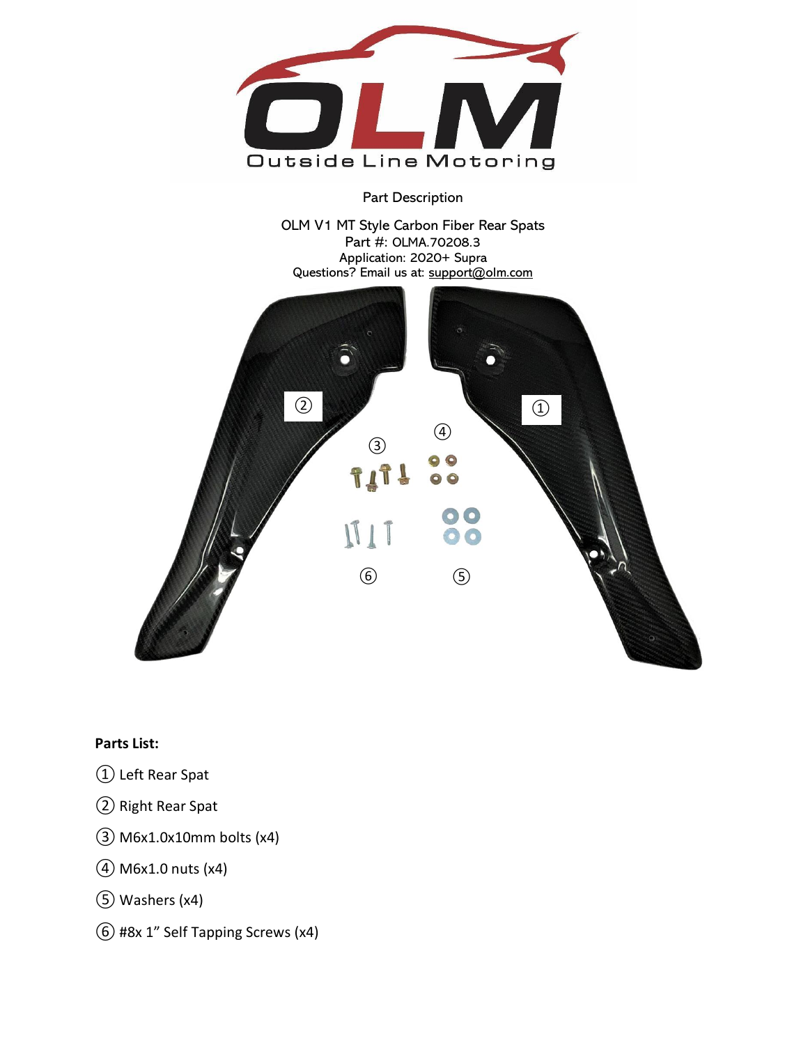Part Description

OLM V1 MT Style Carbon Fiber Rear Spats
Part #: OLMA.70208.3
Application: 2020+ Supra
Questions? Email us at: support@olm.com

**Parts List:**

① Left Rear Spat

② Right Rear Spat

③ M6x1.0x10mm bolts (x4)

④ M6x1.0 nuts (x4)

⑤ Washers (x4)

⑥ #8x 1" Self Tapping Screws (x4)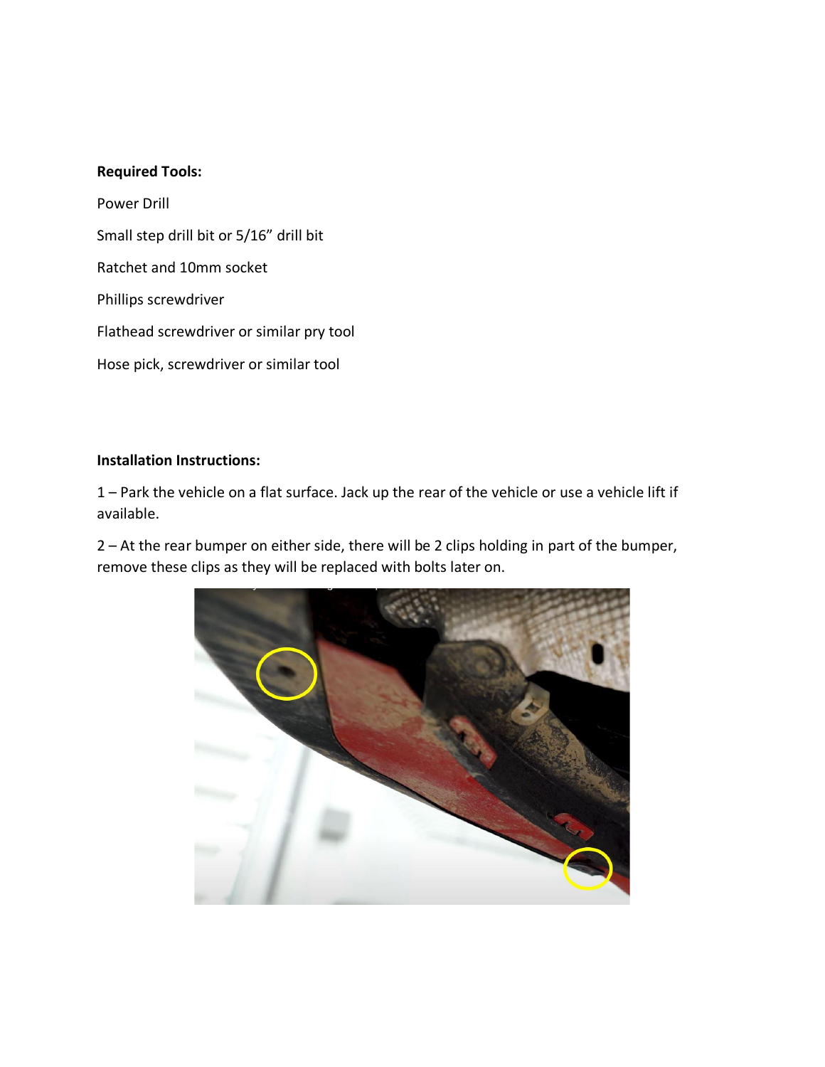**Required Tools:**

Power Drill

Small step drill bit or 5/16” drill bit

Ratchet and 10mm socket

Phillips screwdriver

Flathead screwdriver or similar pry tool

Hose pick, screwdriver or similar tool

**Installation Instructions:**

1 – Park the vehicle on a flat surface. Jack up the rear of the vehicle or use a vehicle lift if available.

2 – At the rear bumper on either side, there will be 2 clips holding in part of the bumper, remove these clips as they will be replaced with bolts later on.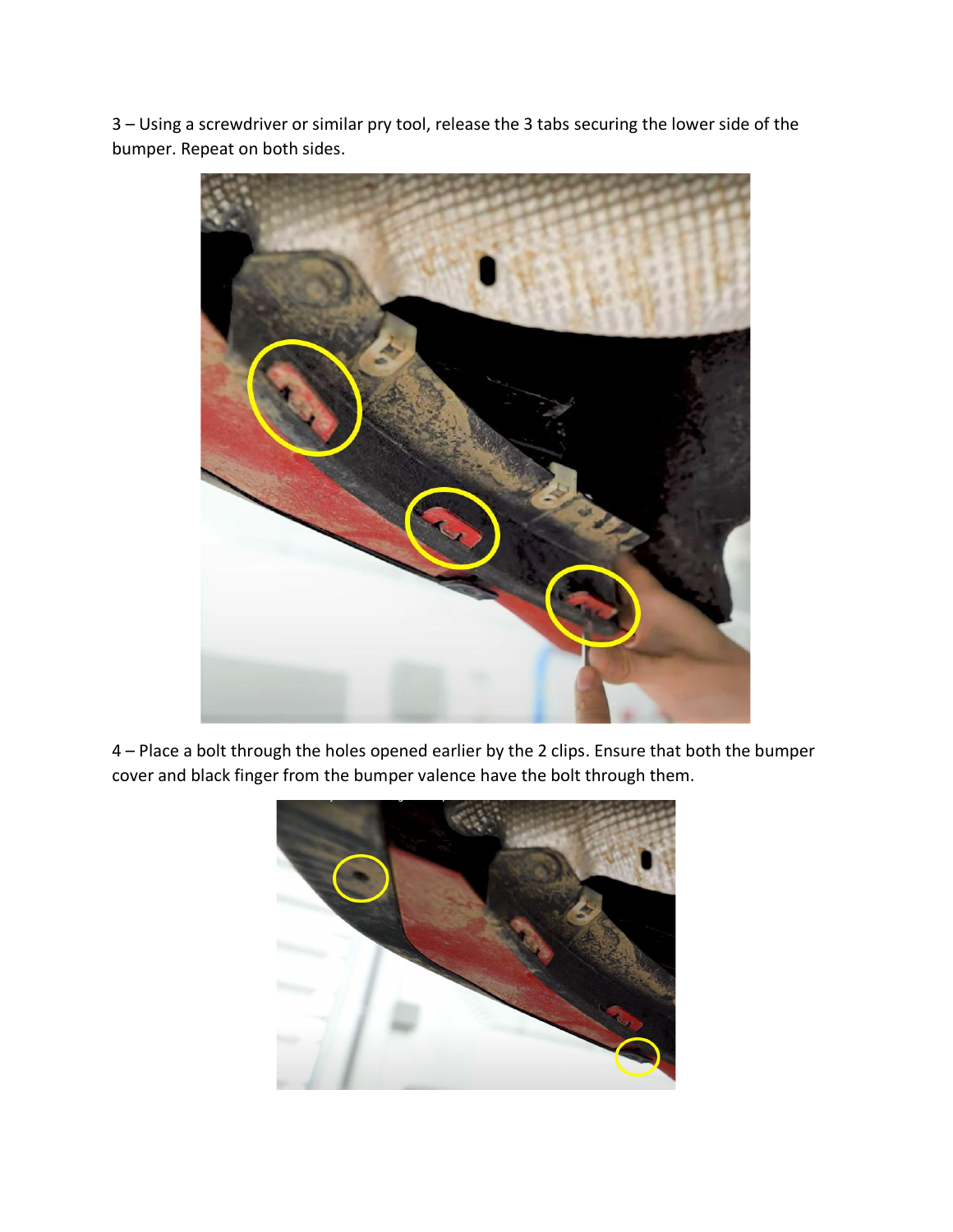3 – Using a screwdriver or similar pry tool, release the 3 tabs securing the lower side of the bumper. Repeat on both sides.

4 – Place a bolt through the holes opened earlier by the 2 clips. Ensure that both the bumper cover and black finger from the bumper valence have the bolt through them.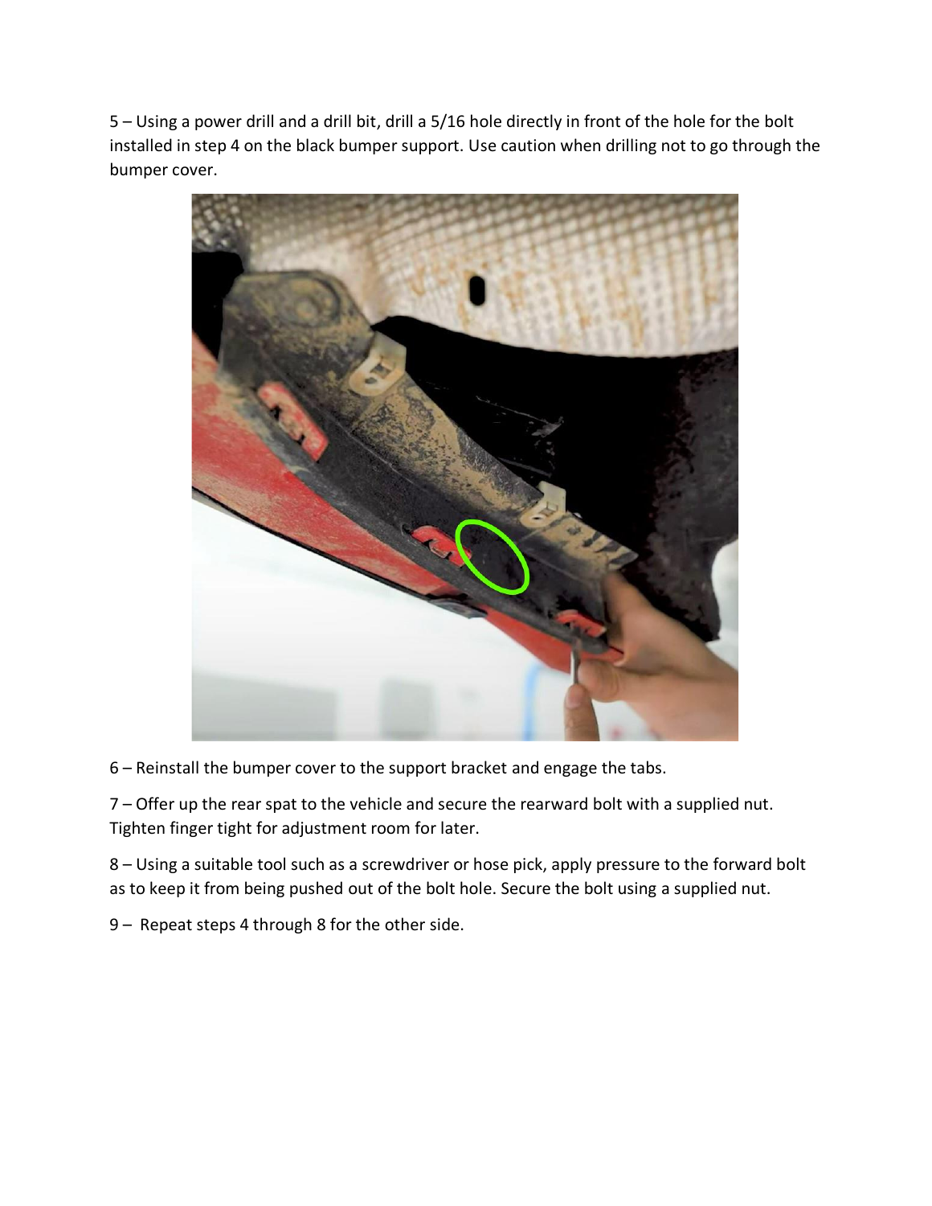5 – Using a power drill and a drill bit, drill a 5/16 hole directly in front of the hole for the bolt installed in step 4 on the black bumper support. Use caution when drilling not to go through the bumper cover.

6 – Reinstall the bumper cover to the support bracket and engage the tabs.

7 – Offer up the rear spat to the vehicle and secure the rearward bolt with a supplied nut. Tighten finger tight for adjustment room for later.

8 – Using a suitable tool such as a screwdriver or hose pick, apply pressure to the forward bolt as to keep it from being pushed out of the bolt hole. Secure the bolt using a supplied nut.

9 – Repeat steps 4 through 8 for the other side.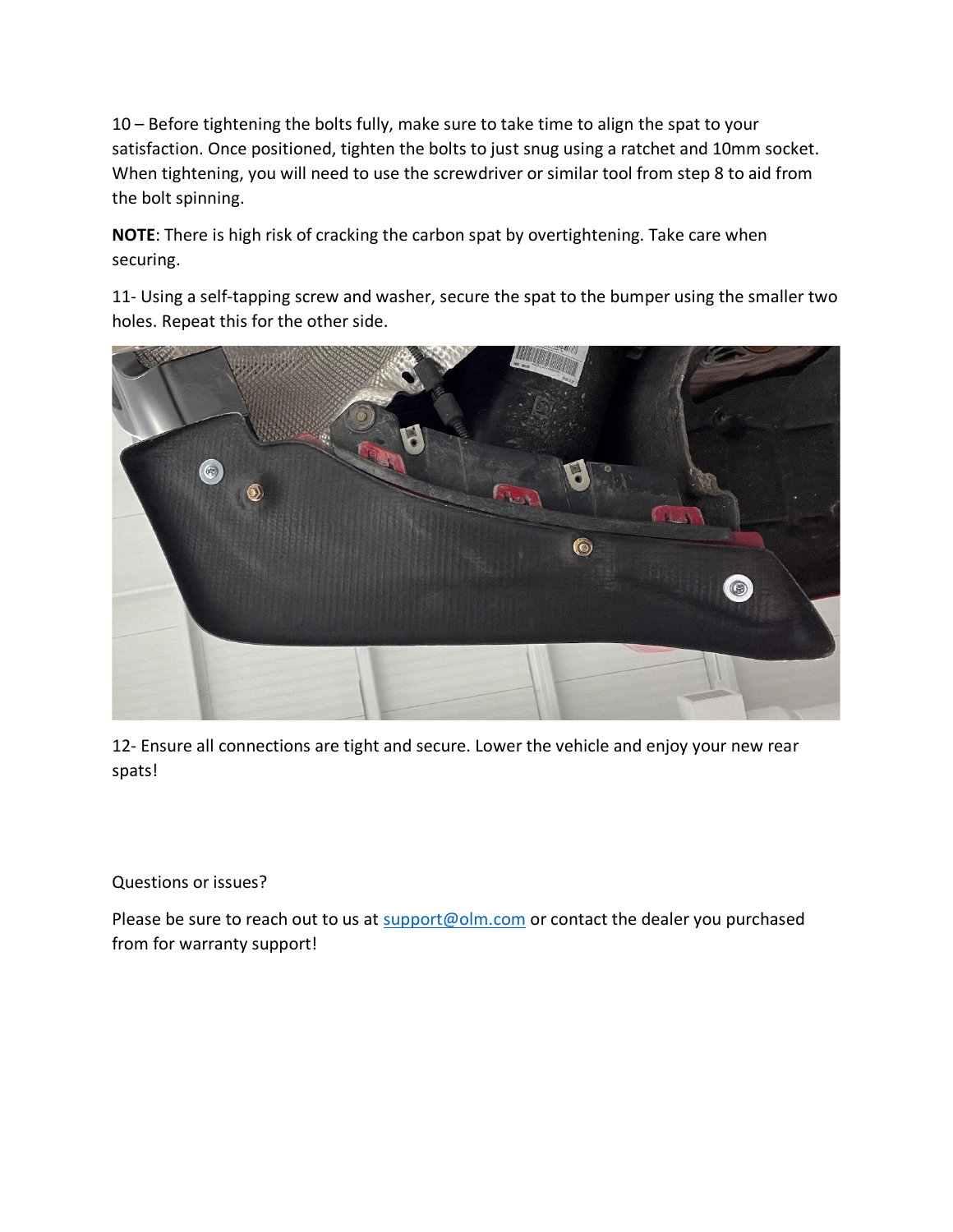10 – Before tightening the bolts fully, make sure to take time to align the spat to your satisfaction. Once positioned, tighten the bolts to just snug using a ratchet and 10mm socket. When tightening, you will need to use the screwdriver or similar tool from step 8 to aid from the bolt spinning.

**NOTE**: There is high risk of cracking the carbon spat by overtightening. Take care when securing.

11- Using a self-tapping screw and washer, secure the spat to the bumper using the smaller two holes. Repeat this for the other side.

12- Ensure all connections are tight and secure. Lower the vehicle and enjoy your new rear spats!

Questions or issues?

Please be sure to reach out to us at [support@olm.com](mailto:support@olm.com) or contact the dealer you purchased from for warranty support!